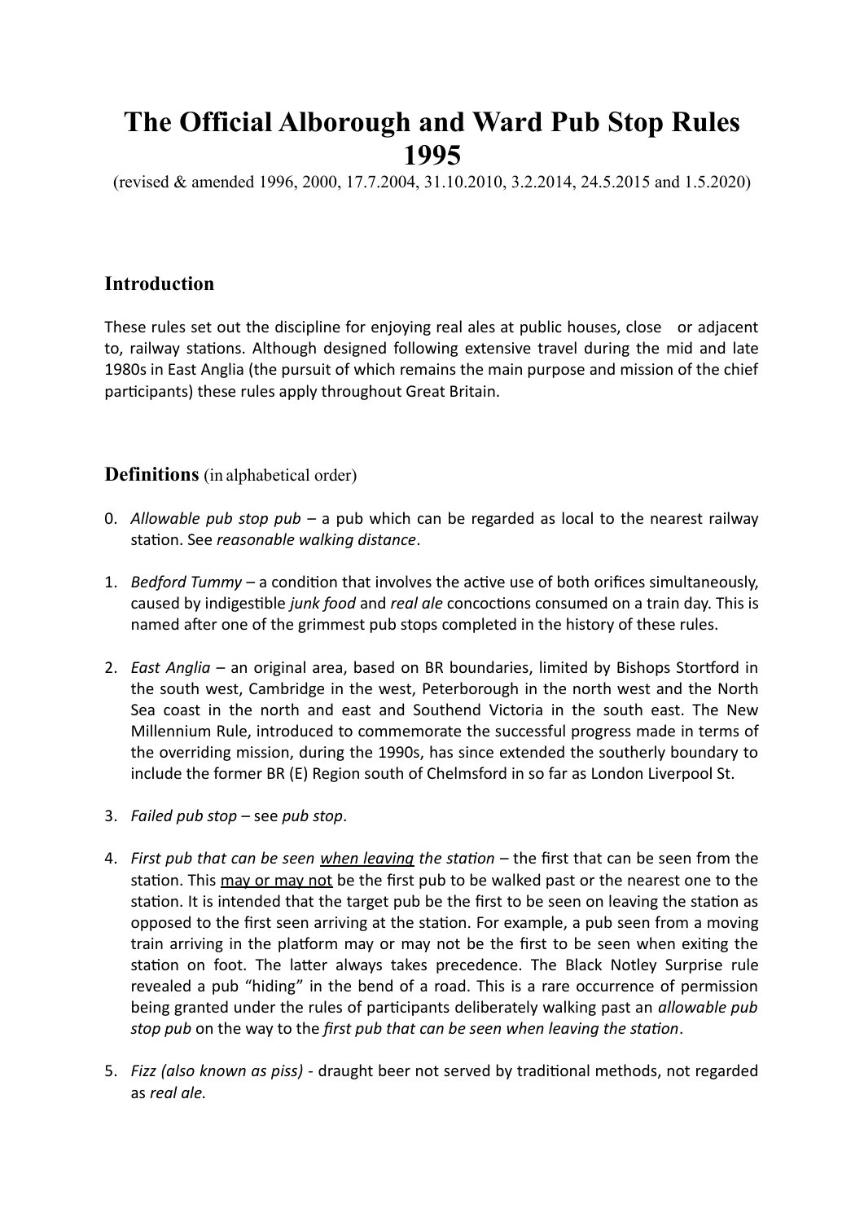# The Official Alborough and Ward Pub Stop Rules 1995

(revised & amended 1996, 2000, 17.7.2004, 31.10.2010, 3.2.2014, 24.5.2015 and 1.5.2020)

## Introduction

These rules set out the discipline for enjoying real ales at public houses, close or adjacent to, railway stations. Although designed following extensive travel during the mid and late 1980s in East Anglia (the pursuit of which remains the main purpose and mission of the chief participants) these rules apply throughout Great Britain.

## Definitions (in alphabetical order)

0. *Allowable pub stop pub* – a pub which can be regarded as local to the nearest railway station. See *reasonable walking distance*.

1. *Bedford Tummy* – a condition that involves the active use of both orifices simultaneously, caused by indigestible *junk food* and *real ale* concoctions consumed on a train day. This is named after one of the grimmest pub stops completed in the history of these rules.

2. *East Anglia* – an original area, based on BR boundaries, limited by Bishops Stortford in the south west, Cambridge in the west, Peterborough in the north west and the North Sea coast in the north and east and Southend Victoria in the south east. The New Millennium Rule, introduced to commemorate the successful progress made in terms of the overriding mission, during the 1990s, has since extended the southerly boundary to include the former BR (E) Region south of Chelmsford in so far as London Liverpool St.

3. *Failed pub stop* – see *pub stop*.

4. *First pub that can be seen <u>when leaving</u> the station* – the first that can be seen from the station. This <u>may or may not</u> be the first pub to be walked past or the nearest one to the station. It is intended that the target pub be the first to be seen on leaving the station as opposed to the first seen arriving at the station. For example, a pub seen from a moving train arriving in the platform may or may not be the first to be seen when exiting the station on foot. The latter always takes precedence. The Black Notley Surprise rule revealed a pub "hiding" in the bend of a road. This is a rare occurrence of permission being granted under the rules of participants deliberately walking past an *allowable pub stop pub* on the way to the *first pub that can be seen when leaving the station*.

5. *Fizz (also known as piss)* - draught beer not served by traditional methods, not regarded as *real ale.*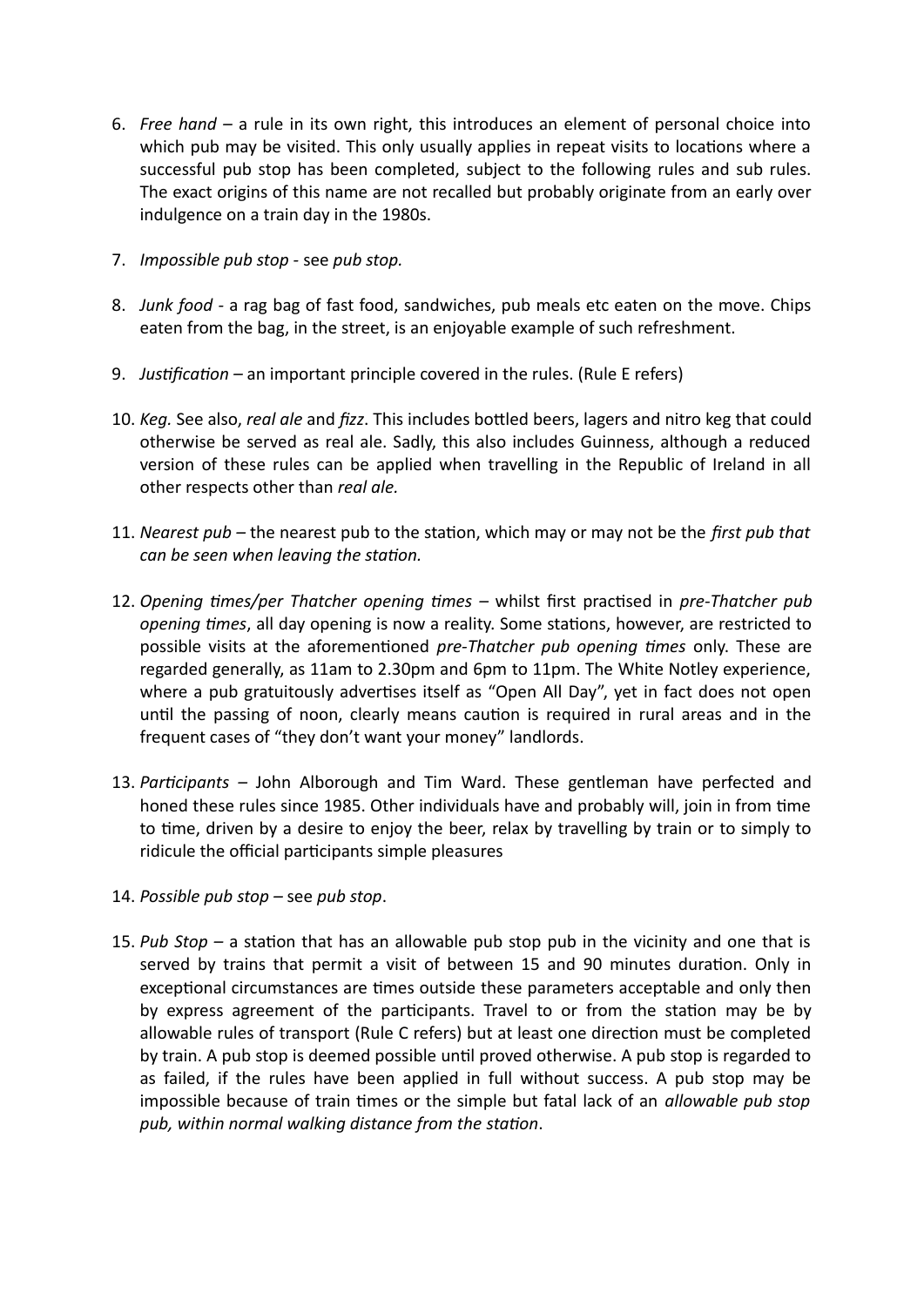6. *Free hand* – a rule in its own right, this introduces an element of personal choice into which pub may be visited. This only usually applies in repeat visits to locations where a successful pub stop has been completed, subject to the following rules and sub rules. The exact origins of this name are not recalled but probably originate from an early over indulgence on a train day in the 1980s.

7. *Impossible pub stop* - see *pub stop.*

8. *Junk food* - a rag bag of fast food, sandwiches, pub meals etc eaten on the move. Chips eaten from the bag, in the street, is an enjoyable example of such refreshment.

9. *Justification* – an important principle covered in the rules. (Rule E refers)

10. *Keg.* See also, *real ale* and *fizz*. This includes bottled beers, lagers and nitro keg that could otherwise be served as real ale. Sadly, this also includes Guinness, although a reduced version of these rules can be applied when travelling in the Republic of Ireland in all other respects other than *real ale.*

11. *Nearest pub* – the nearest pub to the station, which may or may not be the *first pub that can be seen when leaving the station.*

12. *Opening times/per Thatcher opening times* – whilst first practised in *pre-Thatcher pub opening times*, all day opening is now a reality. Some stations, however, are restricted to possible visits at the aforementioned *pre-Thatcher pub opening times* only. These are regarded generally, as 11am to 2.30pm and 6pm to 11pm. The White Notley experience, where a pub gratuitously advertises itself as "Open All Day", yet in fact does not open until the passing of noon, clearly means caution is required in rural areas and in the frequent cases of "they don't want your money" landlords.

13. *Participants* – John Alborough and Tim Ward. These gentleman have perfected and honed these rules since 1985. Other individuals have and probably will, join in from time to time, driven by a desire to enjoy the beer, relax by travelling by train or to simply to ridicule the official participants simple pleasures

14. *Possible pub stop* – see *pub stop*.

15. *Pub Stop* – a station that has an allowable pub stop pub in the vicinity and one that is served by trains that permit a visit of between 15 and 90 minutes duration. Only in exceptional circumstances are times outside these parameters acceptable and only then by express agreement of the participants. Travel to or from the station may be by allowable rules of transport (Rule C refers) but at least one direction must be completed by train. A pub stop is deemed possible until proved otherwise. A pub stop is regarded to as failed, if the rules have been applied in full without success. A pub stop may be impossible because of train times or the simple but fatal lack of an *allowable pub stop pub, within normal walking distance from the station*.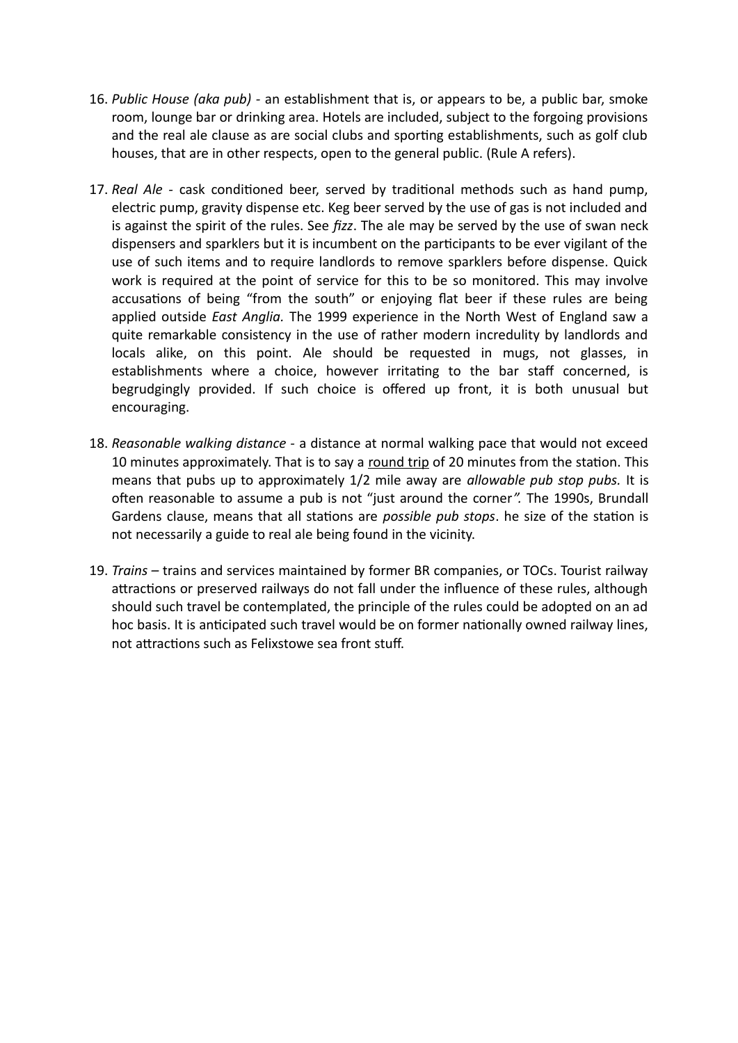16. *Public House (aka pub)* - an establishment that is, or appears to be, a public bar, smoke room, lounge bar or drinking area. Hotels are included, subject to the forgoing provisions and the real ale clause as are social clubs and sporting establishments, such as golf club houses, that are in other respects, open to the general public. (Rule A refers).

17. *Real Ale* - cask conditioned beer, served by traditional methods such as hand pump, electric pump, gravity dispense etc. Keg beer served by the use of gas is not included and is against the spirit of the rules. See *fizz*. The ale may be served by the use of swan neck dispensers and sparklers but it is incumbent on the participants to be ever vigilant of the use of such items and to require landlords to remove sparklers before dispense. Quick work is required at the point of service for this to be so monitored. This may involve accusations of being "from the south" or enjoying flat beer if these rules are being applied outside *East Anglia.* The 1999 experience in the North West of England saw a quite remarkable consistency in the use of rather modern incredulity by landlords and locals alike, on this point. Ale should be requested in mugs, not glasses, in establishments where a choice, however irritating to the bar staff concerned, is begrudgingly provided. If such choice is offered up front, it is both unusual but encouraging.

18. *Reasonable walking distance* - a distance at normal walking pace that would not exceed 10 minutes approximately. That is to say a <u>round trip</u> of 20 minutes from the station. This means that pubs up to approximately 1/2 mile away are *allowable pub stop pubs.* It is often reasonable to assume a pub is not "just around the corner*".* The 1990s, Brundall Gardens clause, means that all stations are *possible pub stops*. he size of the station is not necessarily a guide to real ale being found in the vicinity.

19. *Trains* – trains and services maintained by former BR companies, or TOCs. Tourist railway attractions or preserved railways do not fall under the influence of these rules, although should such travel be contemplated, the principle of the rules could be adopted on an ad hoc basis. It is anticipated such travel would be on former nationally owned railway lines, not attractions such as Felixstowe sea front stuff.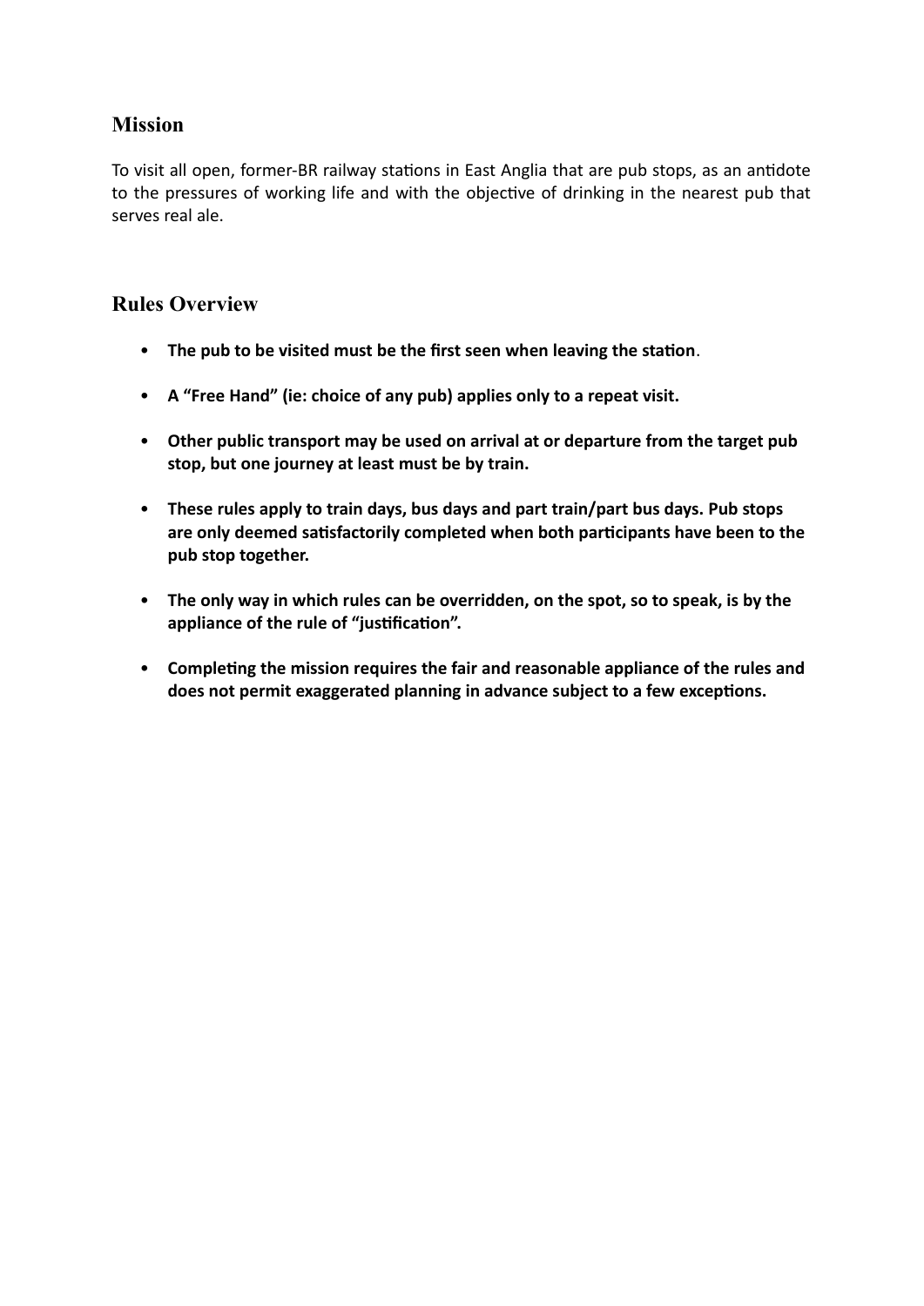## Mission

To visit all open, former-BR railway stations in East Anglia that are pub stops, as an antidote to the pressures of working life and with the objective of drinking in the nearest pub that serves real ale.

## Rules Overview

- **The pub to be visited must be the first seen when leaving the station**.
- **A "Free Hand" (ie: choice of any pub) applies only to a repeat visit.**
- **Other public transport may be used on arrival at or departure from the target pub stop, but one journey at least must be by train.**
- **These rules apply to train days, bus days and part train/part bus days. Pub stops are only deemed satisfactorily completed when both participants have been to the pub stop together.**
- **The only way in which rules can be overridden, on the spot, so to speak, is by the appliance of the rule of "justification".**
- **Completing the mission requires the fair and reasonable appliance of the rules and does not permit exaggerated planning in advance subject to a few exceptions.**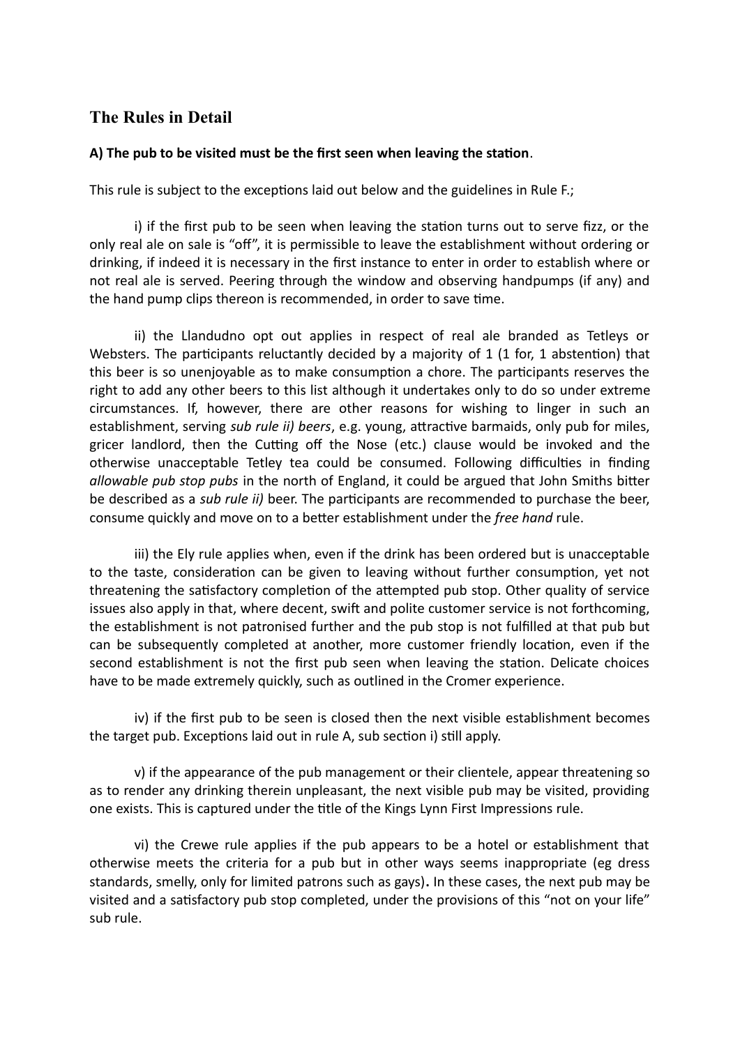## The Rules in Detail

**A) The pub to be visited must be the first seen when leaving the station**.

This rule is subject to the exceptions laid out below and the guidelines in Rule F.;

i) if the first pub to be seen when leaving the station turns out to serve fizz, or the only real ale on sale is "off", it is permissible to leave the establishment without ordering or drinking, if indeed it is necessary in the first instance to enter in order to establish where or not real ale is served. Peering through the window and observing handpumps (if any) and the hand pump clips thereon is recommended, in order to save time.

ii) the Llandudno opt out applies in respect of real ale branded as Tetleys or Websters. The participants reluctantly decided by a majority of 1 (1 for, 1 abstention) that this beer is so unenjoyable as to make consumption a chore. The participants reserves the right to add any other beers to this list although it undertakes only to do so under extreme circumstances. If, however, there are other reasons for wishing to linger in such an establishment, serving *sub rule ii) beers*, e.g. young, attractive barmaids, only pub for miles, gricer landlord, then the Cutting off the Nose (etc.) clause would be invoked and the otherwise unacceptable Tetley tea could be consumed. Following difficulties in finding *allowable pub stop pubs* in the north of England, it could be argued that John Smiths bitter be described as a *sub rule ii)* beer. The participants are recommended to purchase the beer, consume quickly and move on to a better establishment under the *free hand* rule.

iii) the Ely rule applies when, even if the drink has been ordered but is unacceptable to the taste, consideration can be given to leaving without further consumption, yet not threatening the satisfactory completion of the attempted pub stop. Other quality of service issues also apply in that, where decent, swift and polite customer service is not forthcoming, the establishment is not patronised further and the pub stop is not fulfilled at that pub but can be subsequently completed at another, more customer friendly location, even if the second establishment is not the first pub seen when leaving the station. Delicate choices have to be made extremely quickly, such as outlined in the Cromer experience.

iv) if the first pub to be seen is closed then the next visible establishment becomes the target pub. Exceptions laid out in rule A, sub section i) still apply.

v) if the appearance of the pub management or their clientele, appear threatening so as to render any drinking therein unpleasant, the next visible pub may be visited, providing one exists. This is captured under the title of the Kings Lynn First Impressions rule.

vi) the Crewe rule applies if the pub appears to be a hotel or establishment that otherwise meets the criteria for a pub but in other ways seems inappropriate (eg dress standards, smelly, only for limited patrons such as gays)**.** In these cases, the next pub may be visited and a satisfactory pub stop completed, under the provisions of this "not on your life" sub rule.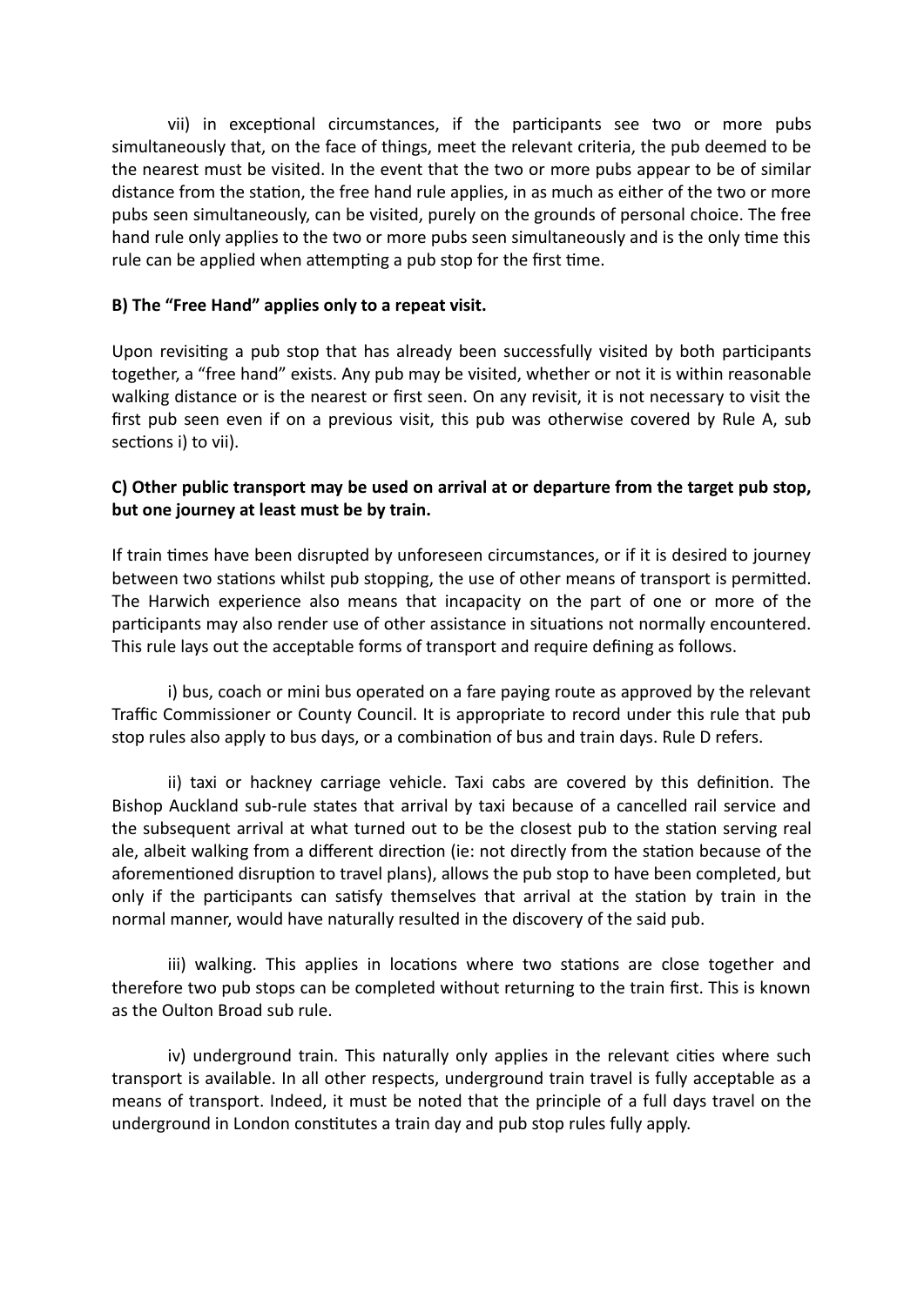vii) in exceptional circumstances, if the participants see two or more pubs simultaneously that, on the face of things, meet the relevant criteria, the pub deemed to be the nearest must be visited. In the event that the two or more pubs appear to be of similar distance from the station, the free hand rule applies, in as much as either of the two or more pubs seen simultaneously, can be visited, purely on the grounds of personal choice. The free hand rule only applies to the two or more pubs seen simultaneously and is the only time this rule can be applied when attempting a pub stop for the first time.

**B) The "Free Hand" applies only to a repeat visit.**

Upon revisiting a pub stop that has already been successfully visited by both participants together, a "free hand" exists. Any pub may be visited, whether or not it is within reasonable walking distance or is the nearest or first seen. On any revisit, it is not necessary to visit the first pub seen even if on a previous visit, this pub was otherwise covered by Rule A, sub sections i) to vii).

**C) Other public transport may be used on arrival at or departure from the target pub stop, but one journey at least must be by train.**

If train times have been disrupted by unforeseen circumstances, or if it is desired to journey between two stations whilst pub stopping, the use of other means of transport is permitted. The Harwich experience also means that incapacity on the part of one or more of the participants may also render use of other assistance in situations not normally encountered. This rule lays out the acceptable forms of transport and require defining as follows.

i) bus, coach or mini bus operated on a fare paying route as approved by the relevant Traffic Commissioner or County Council. It is appropriate to record under this rule that pub stop rules also apply to bus days, or a combination of bus and train days. Rule D refers.

ii) taxi or hackney carriage vehicle. Taxi cabs are covered by this definition. The Bishop Auckland sub-rule states that arrival by taxi because of a cancelled rail service and the subsequent arrival at what turned out to be the closest pub to the station serving real ale, albeit walking from a different direction (ie: not directly from the station because of the aforementioned disruption to travel plans), allows the pub stop to have been completed, but only if the participants can satisfy themselves that arrival at the station by train in the normal manner, would have naturally resulted in the discovery of the said pub.

iii) walking. This applies in locations where two stations are close together and therefore two pub stops can be completed without returning to the train first. This is known as the Oulton Broad sub rule.

iv) underground train. This naturally only applies in the relevant cities where such transport is available. In all other respects, underground train travel is fully acceptable as a means of transport. Indeed, it must be noted that the principle of a full days travel on the underground in London constitutes a train day and pub stop rules fully apply.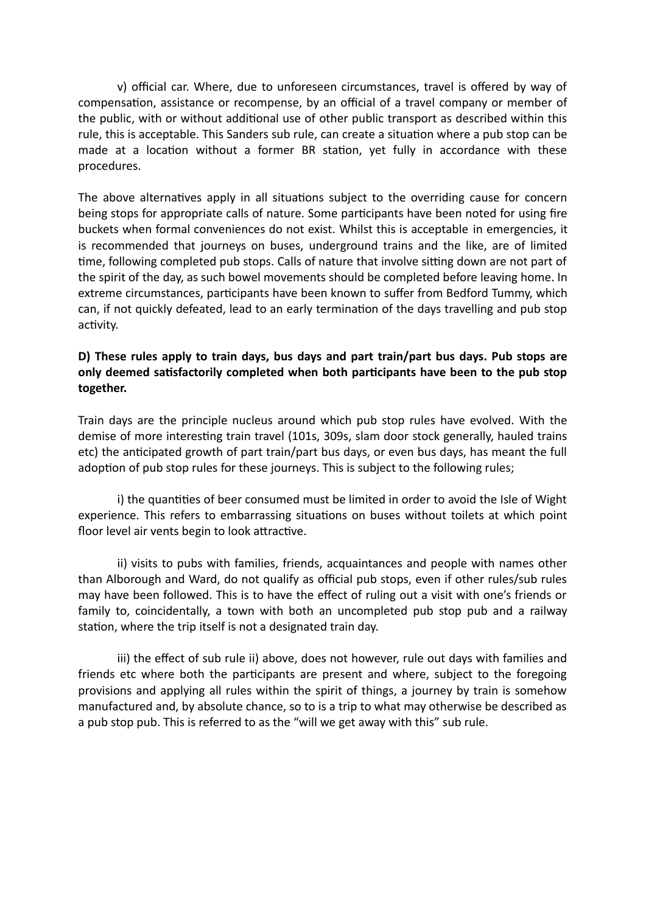v) official car. Where, due to unforeseen circumstances, travel is offered by way of compensation, assistance or recompense, by an official of a travel company or member of the public, with or without additional use of other public transport as described within this rule, this is acceptable. This Sanders sub rule, can create a situation where a pub stop can be made at a location without a former BR station, yet fully in accordance with these procedures.

The above alternatives apply in all situations subject to the overriding cause for concern being stops for appropriate calls of nature. Some participants have been noted for using fire buckets when formal conveniences do not exist. Whilst this is acceptable in emergencies, it is recommended that journeys on buses, underground trains and the like, are of limited time, following completed pub stops. Calls of nature that involve sitting down are not part of the spirit of the day, as such bowel movements should be completed before leaving home. In extreme circumstances, participants have been known to suffer from Bedford Tummy, which can, if not quickly defeated, lead to an early termination of the days travelling and pub stop activity.

**D) These rules apply to train days, bus days and part train/part bus days. Pub stops are only deemed satisfactorily completed when both participants have been to the pub stop together.**

Train days are the principle nucleus around which pub stop rules have evolved. With the demise of more interesting train travel (101s, 309s, slam door stock generally, hauled trains etc) the anticipated growth of part train/part bus days, or even bus days, has meant the full adoption of pub stop rules for these journeys. This is subject to the following rules;

i) the quantities of beer consumed must be limited in order to avoid the Isle of Wight experience. This refers to embarrassing situations on buses without toilets at which point floor level air vents begin to look attractive.

ii) visits to pubs with families, friends, acquaintances and people with names other than Alborough and Ward, do not qualify as official pub stops, even if other rules/sub rules may have been followed. This is to have the effect of ruling out a visit with one's friends or family to, coincidentally, a town with both an uncompleted pub stop pub and a railway station, where the trip itself is not a designated train day.

iii) the effect of sub rule ii) above, does not however, rule out days with families and friends etc where both the participants are present and where, subject to the foregoing provisions and applying all rules within the spirit of things, a journey by train is somehow manufactured and, by absolute chance, so to is a trip to what may otherwise be described as a pub stop pub. This is referred to as the "will we get away with this" sub rule.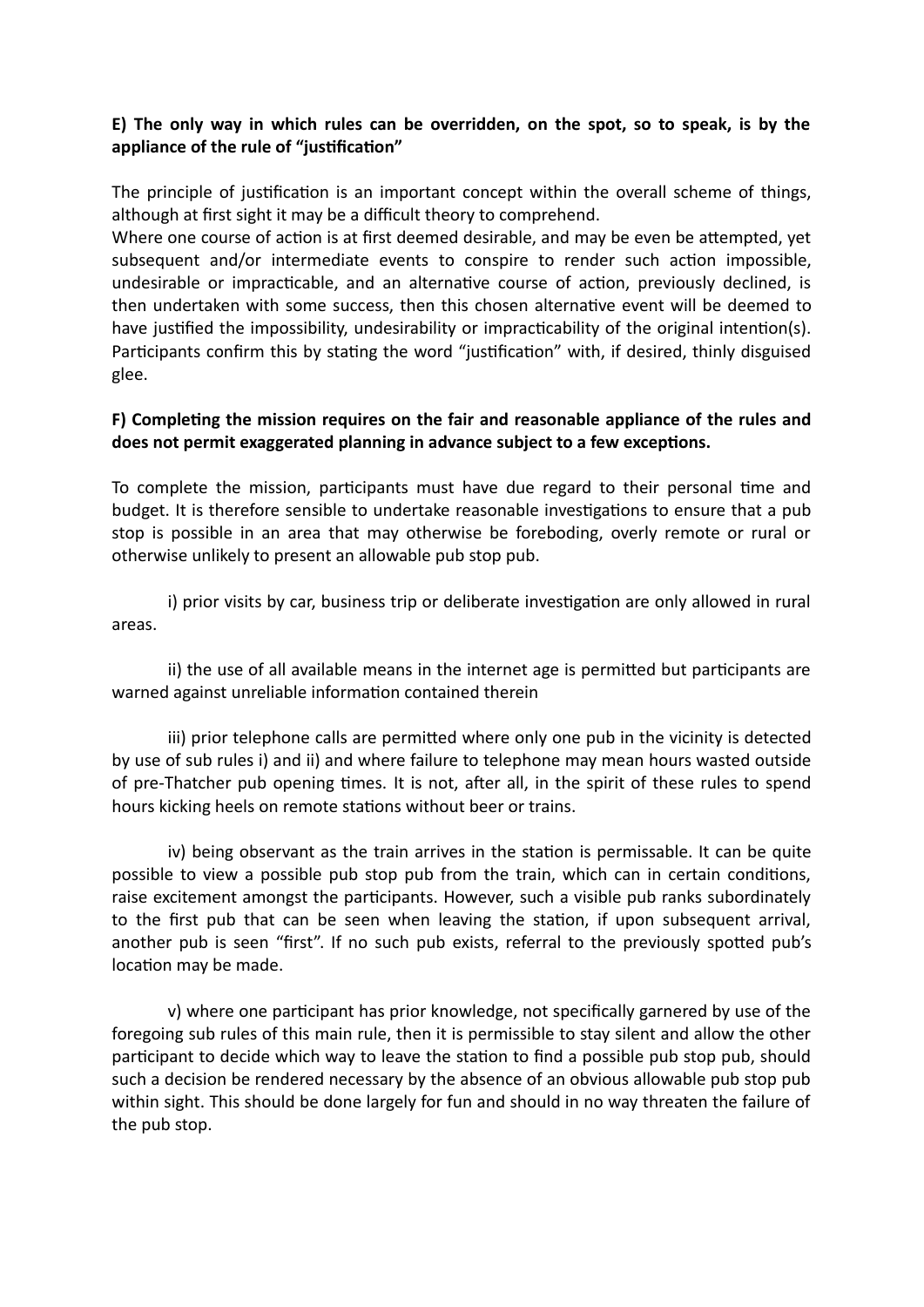**E) The only way in which rules can be overridden, on the spot, so to speak, is by the appliance of the rule of "justification"**

The principle of justification is an important concept within the overall scheme of things, although at first sight it may be a difficult theory to comprehend.
Where one course of action is at first deemed desirable, and may be even be attempted, yet subsequent and/or intermediate events to conspire to render such action impossible, undesirable or impracticable, and an alternative course of action, previously declined, is then undertaken with some success, then this chosen alternative event will be deemed to have justified the impossibility, undesirability or impracticability of the original intention(s). Participants confirm this by stating the word "justification" with, if desired, thinly disguised glee.

**F) Completing the mission requires on the fair and reasonable appliance of the rules and does not permit exaggerated planning in advance subject to a few exceptions.**

To complete the mission, participants must have due regard to their personal time and budget. It is therefore sensible to undertake reasonable investigations to ensure that a pub stop is possible in an area that may otherwise be foreboding, overly remote or rural or otherwise unlikely to present an allowable pub stop pub.

i) prior visits by car, business trip or deliberate investigation are only allowed in rural areas.

ii) the use of all available means in the internet age is permitted but participants are warned against unreliable information contained therein

iii) prior telephone calls are permitted where only one pub in the vicinity is detected by use of sub rules i) and ii) and where failure to telephone may mean hours wasted outside of pre-Thatcher pub opening times. It is not, after all, in the spirit of these rules to spend hours kicking heels on remote stations without beer or trains.

iv) being observant as the train arrives in the station is permissable. It can be quite possible to view a possible pub stop pub from the train, which can in certain conditions, raise excitement amongst the participants. However, such a visible pub ranks subordinately to the first pub that can be seen when leaving the station, if upon subsequent arrival, another pub is seen "first". If no such pub exists, referral to the previously spotted pub's location may be made.

v) where one participant has prior knowledge, not specifically garnered by use of the foregoing sub rules of this main rule, then it is permissible to stay silent and allow the other participant to decide which way to leave the station to find a possible pub stop pub, should such a decision be rendered necessary by the absence of an obvious allowable pub stop pub within sight. This should be done largely for fun and should in no way threaten the failure of the pub stop.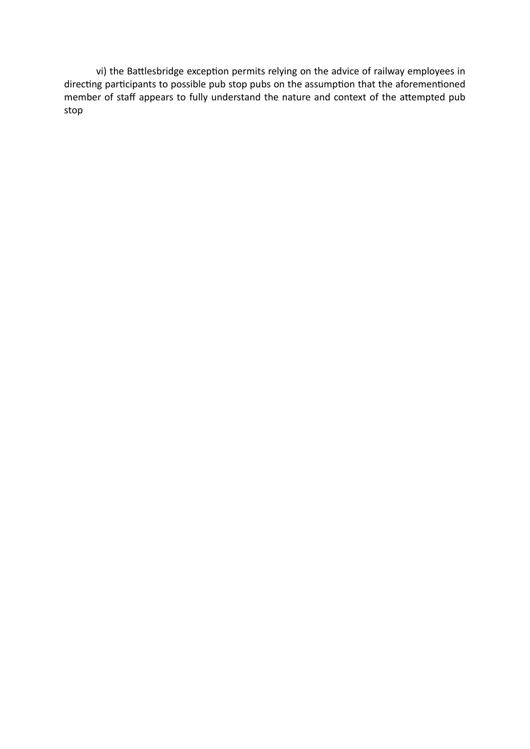vi) the Battlesbridge exception permits relying on the advice of railway employees in directing participants to possible pub stop pubs on the assumption that the aforementioned member of staff appears to fully understand the nature and context of the attempted pub stop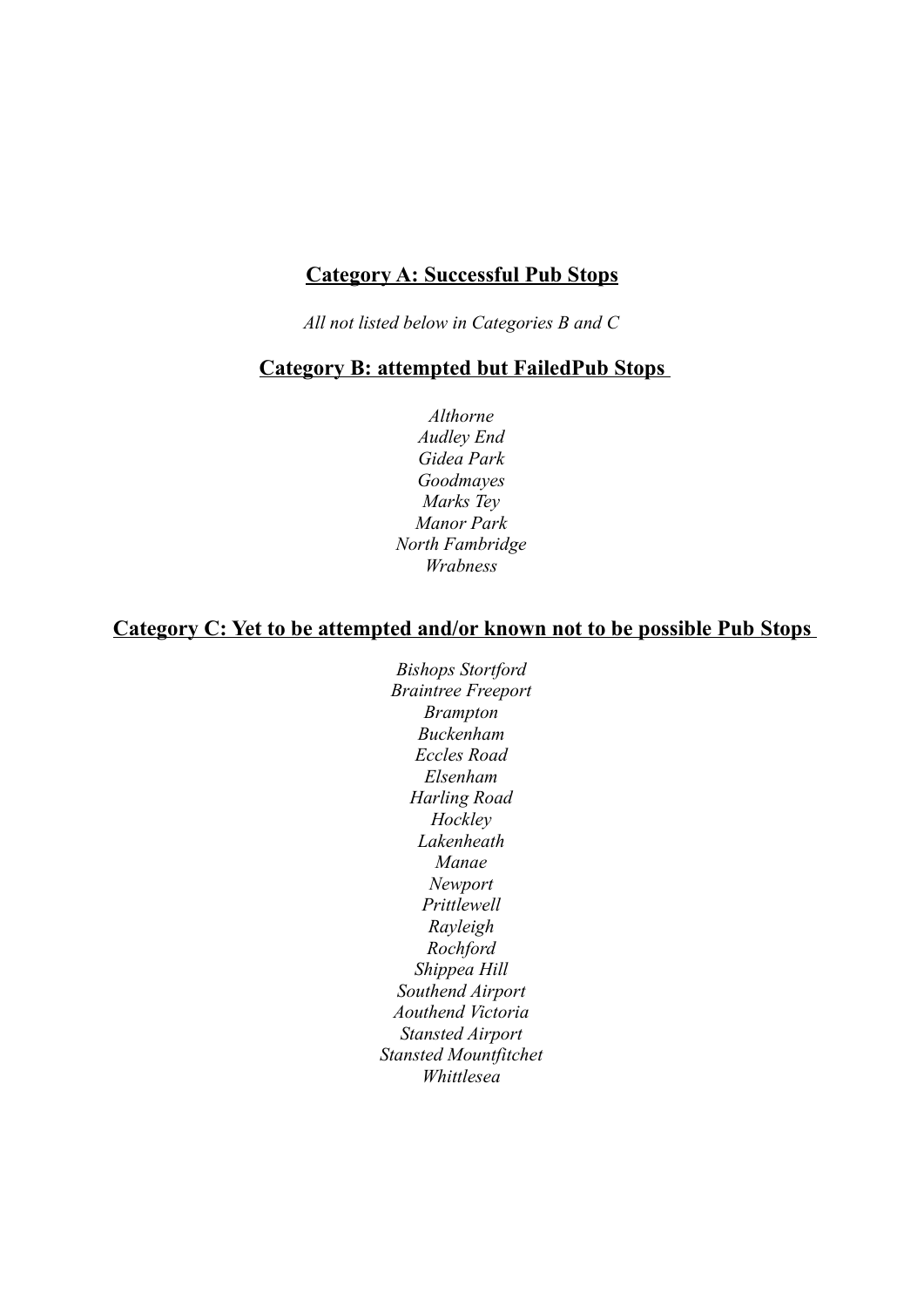## Category A: Successful Pub Stops

*All not listed below in Categories B and C*

## Category B: attempted but FailedPub Stops

*Althorne*
*Audley End*
*Gidea Park*
*Goodmayes*
*Marks Tey*
*Manor Park*
*North Fambridge*
*Wrabness*

## Category C: Yet to be attempted and/or known not to be possible Pub Stops

*Bishops Stortford*
*Braintree Freeport*
*Brampton*
*Buckenham*
*Eccles Road*
*Elsenham*
*Harling Road*
*Hockley*
*Lakenheath*
*Manae*
*Newport*
*Prittlewell*
*Rayleigh*
*Rochford*
*Shippea Hill*
*Southend Airport*
*Aouthend Victoria*
*Stansted Airport*
*Stansted Mountfitchet*
*Whittlesea*